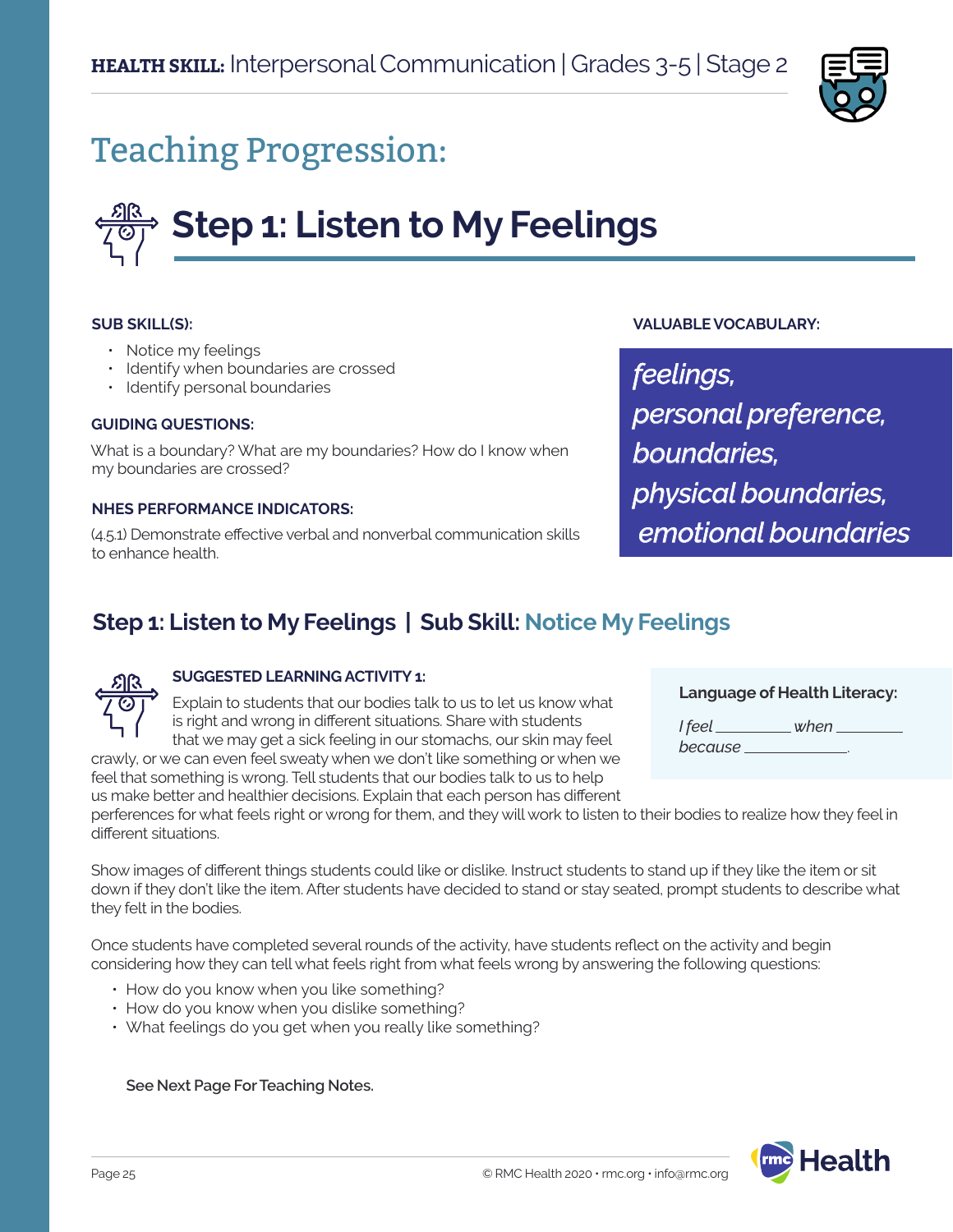**HEALTH SKILL:** Interpersonal Communication | Grades 3-5 | Stage 2

# Teaching Progression:

## Step 1: Listen to My Feelings

**SUB SKILL(S):**

- Notice my feelings
- Identify when boundaries are crossed
- Identify personal boundaries

**GUIDING QUESTIONS:**

What is a boundary? What are my boundaries? How do I know when my boundaries are crossed?

**NHES PERFORMANCE INDICATORS:**

(4.5.1) Demonstrate effective verbal and nonverbal communication skills to enhance health.

**VALUABLE VOCABULARY:**

*feelings, personal preference, boundaries, physical boundaries, emotional boundaries*

### Step 1: Listen to My Feelings | Sub Skill: Notice My Feelings

**SUGGESTED LEARNING ACTIVITY 1:**

Explain to students that our bodies talk to us to let us know what is right and wrong in different situations. Share with students that we may get a sick feeling in our stomachs, our skin may feel crawly, or we can even feel sweaty when we don't like something or when we feel that something is wrong. Tell students that our bodies talk to us to help us make better and healthier decisions. Explain that each person has different perferences for what feels right or wrong for them, and they will work to listen to their bodies to realize how they feel in different situations.

**Language of Health Literacy:**

*I feel \_\_\_\_\_\_\_\_\_ when \_\_\_\_\_\_\_\_ because \_\_\_\_\_\_\_\_\_\_\_\_.*

Show images of different things students could like or dislike. Instruct students to stand up if they like the item or sit down if they don't like the item. After students have decided to stand or stay seated, prompt students to describe what they felt in the bodies.

Once students have completed several rounds of the activity, have students reflect on the activity and begin considering how they can tell what feels right from what feels wrong by answering the following questions:

- How do you know when you like something?
- How do you know when you dislike something?
- What feelings do you get when you really like something?

**See Next Page For Teaching Notes.**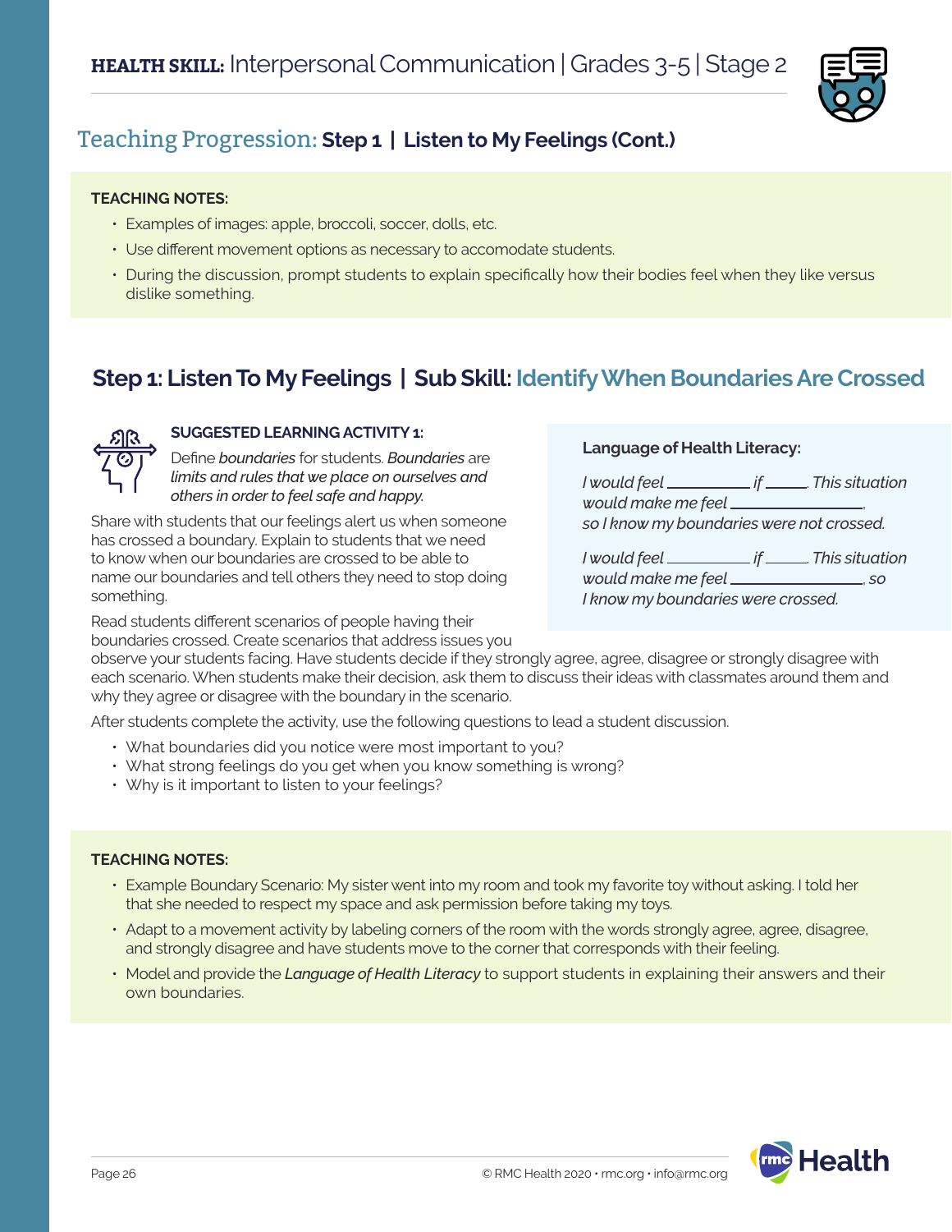## Teaching Progression: Step 1 | Listen to My Feelings (Cont.)

**TEACHING NOTES:**

- Examples of images: apple, broccoli, soccer, dolls, etc.
- Use different movement options as necessary to accomodate students.
- During the discussion, prompt students to explain specifically how their bodies feel when they like versus dislike something.

## Step 1: Listen To My Feelings | Sub Skill: Identify When Boundaries Are Crossed

**SUGGESTED LEARNING ACTIVITY 1:**

Define *boundaries* for students. *Boundaries* are *limits and rules that we place on ourselves and others in order to feel safe and happy.*

Share with students that our feelings alert us when someone has crossed a boundary. Explain to students that we need to know when our boundaries are crossed to be able to name our boundaries and tell others they need to stop doing something.

Read students different scenarios of people having their boundaries crossed. Create scenarios that address issues you observe your students facing. Have students decide if they strongly agree, agree, disagree or strongly disagree with each scenario. When students make their decision, ask them to discuss their ideas with classmates around them and why they agree or disagree with the boundary in the scenario.

**Language of Health Literacy:**

*I would feel ________ if _____. This situation would make me feel _____________, so I know my boundaries were not crossed.*

*I would feel ________ if _____. This situation would make me feel _____________, so I know my boundaries were crossed.*

After students complete the activity, use the following questions to lead a student discussion.

- What boundaries did you notice were most important to you?
- What strong feelings do you get when you know something is wrong?
- Why is it important to listen to your feelings?

**TEACHING NOTES:**

- Example Boundary Scenario: My sister went into my room and took my favorite toy without asking. I told her that she needed to respect my space and ask permission before taking my toys.
- Adapt to a movement activity by labeling corners of the room with the words strongly agree, agree, disagree, and strongly disagree and have students move to the corner that corresponds with their feeling.
- Model and provide the ***Language of Health Literacy*** to support students in explaining their answers and their own boundaries.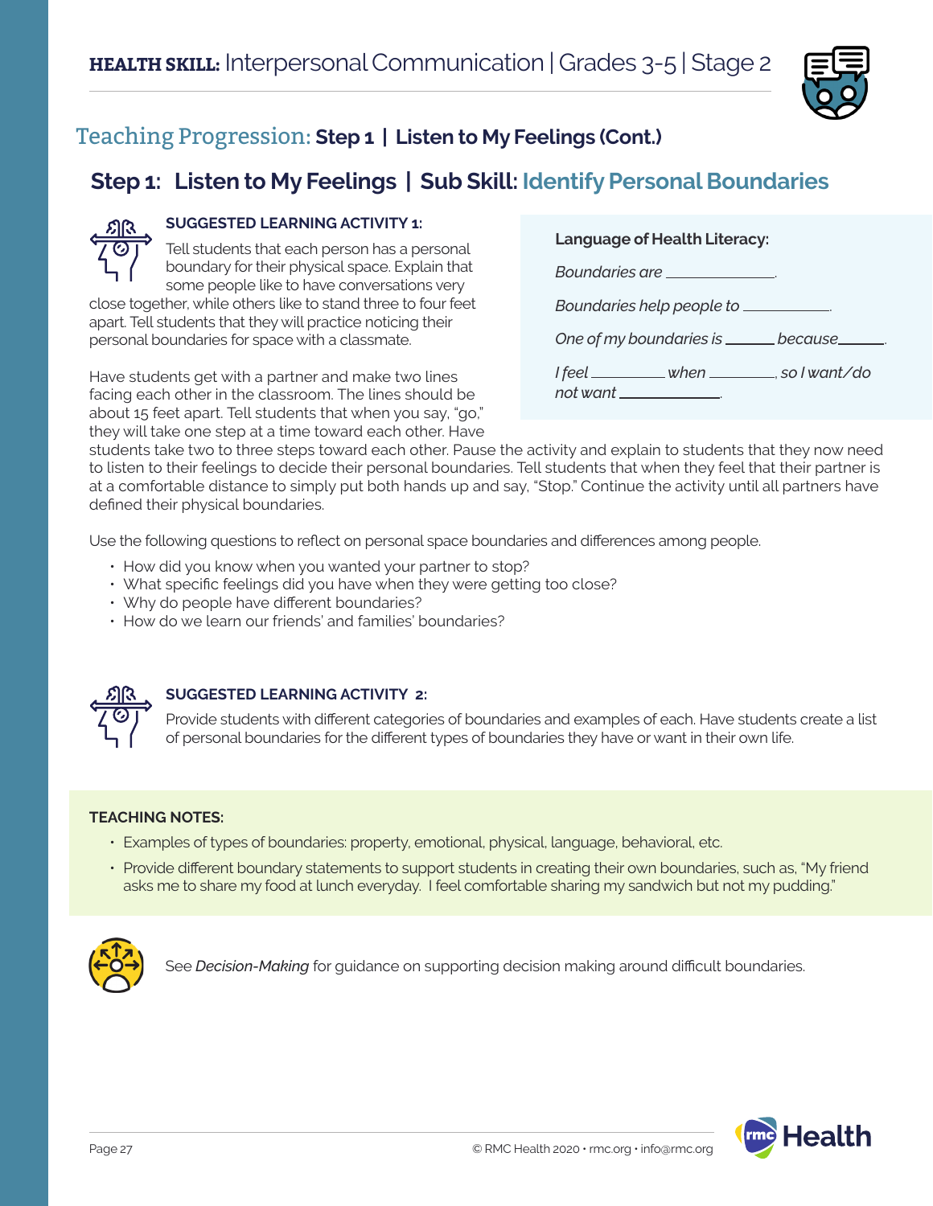**HEALTH SKILL:** Interpersonal Communication | Grades 3-5 | Stage 2

## Teaching Progression: Step 1 | Listen to My Feelings (Cont.)

### Step 1: Listen to My Feelings | Sub Skill: Identify Personal Boundaries

**SUGGESTED LEARNING ACTIVITY 1:**

Tell students that each person has a personal boundary for their physical space. Explain that some people like to have conversations very close together, while others like to stand three to four feet apart. Tell students that they will practice noticing their personal boundaries for space with a classmate.

Have students get with a partner and make two lines facing each other in the classroom. The lines should be about 15 feet apart. Tell students that when you say, "go," they will take one step at a time toward each other. Have students take two to three steps toward each other. Pause the activity and explain to students that they now need to listen to their feelings to decide their personal boundaries. Tell students that when they feel that their partner is at a comfortable distance to simply put both hands up and say, "Stop." Continue the activity until all partners have defined their physical boundaries.

**Language of Health Literacy:**

*Boundaries are* ______________.

*Boundaries help people to* ___________.

*One of my boundaries is* ______ *because*______.

*I feel* _________ *when* ________, *so I want/do not want* ____________.

Use the following questions to reflect on personal space boundaries and differences among people.

- How did you know when you wanted your partner to stop?
- What specific feelings did you have when they were getting too close?
- Why do people have different boundaries?
- How do we learn our friends' and families' boundaries?

**SUGGESTED LEARNING ACTIVITY 2:**

Provide students with different categories of boundaries and examples of each. Have students create a list of personal boundaries for the different types of boundaries they have or want in their own life.

**TEACHING NOTES:**

- Examples of types of boundaries: property, emotional, physical, language, behavioral, etc.
- Provide different boundary statements to support students in creating their own boundaries, such as, "My friend asks me to share my food at lunch everyday. I feel comfortable sharing my sandwich but not my pudding."

See *Decision-Making* for guidance on supporting decision making around difficult boundaries.